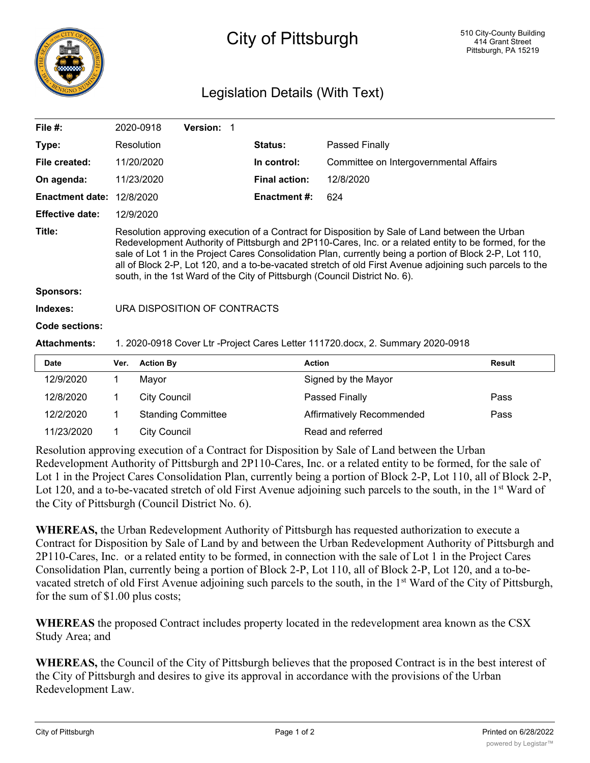# City of Pittsburgh

510 City-County Building
414 Grant Street
Pittsburgh, PA 15219

## Legislation Details (With Text)

| | | | |
|---|---|---|---|
| **File #:** | 2020-0918 **Version:** 1 | | |
| **Type:** | Resolution | **Status:** | Passed Finally |
| **File created:** | 11/20/2020 | **In control:** | Committee on Intergovernmental Affairs |
| **On agenda:** | 11/23/2020 | **Final action:** | 12/8/2020 |
| **Enactment date:** | 12/8/2020 | **Enactment #:** | 624 |
| **Effective date:** | 12/9/2020 | | |

**Title:** Resolution approving execution of a Contract for Disposition by Sale of Land between the Urban Redevelopment Authority of Pittsburgh and 2P110-Cares, Inc. or a related entity to be formed, for the sale of Lot 1 in the Project Cares Consolidation Plan, currently being a portion of Block 2-P, Lot 110, all of Block 2-P, Lot 120, and a to-be-vacated stretch of old First Avenue adjoining such parcels to the south, in the 1st Ward of the City of Pittsburgh (Council District No. 6).

**Sponsors:**

**Indexes:** URA DISPOSITION OF CONTRACTS

**Code sections:**

**Attachments:** 1. 2020-0918 Cover Ltr -Project Cares Letter 111720.docx, 2. Summary 2020-0918

| Date | Ver. | Action By | Action | Result |
|---|---|---|---|---|
| 12/9/2020 | 1 | Mayor | Signed by the Mayor | |
| 12/8/2020 | 1 | City Council | Passed Finally | Pass |
| 12/2/2020 | 1 | Standing Committee | Affirmatively Recommended | Pass |
| 11/23/2020 | 1 | City Council | Read and referred | |

Resolution approving execution of a Contract for Disposition by Sale of Land between the Urban Redevelopment Authority of Pittsburgh and 2P110-Cares, Inc. or a related entity to be formed, for the sale of Lot 1 in the Project Cares Consolidation Plan, currently being a portion of Block 2-P, Lot 110, all of Block 2-P, Lot 120, and a to-be-vacated stretch of old First Avenue adjoining such parcels to the south, in the 1st Ward of the City of Pittsburgh (Council District No. 6).

**WHEREAS,** the Urban Redevelopment Authority of Pittsburgh has requested authorization to execute a Contract for Disposition by Sale of Land by and between the Urban Redevelopment Authority of Pittsburgh and 2P110-Cares, Inc. or a related entity to be formed, in connection with the sale of Lot 1 in the Project Cares Consolidation Plan, currently being a portion of Block 2-P, Lot 110, all of Block 2-P, Lot 120, and a to-be-vacated stretch of old First Avenue adjoining such parcels to the south, in the 1st Ward of the City of Pittsburgh, for the sum of $1.00 plus costs;

**WHEREAS** the proposed Contract includes property located in the redevelopment area known as the CSX Study Area; and

**WHEREAS,** the Council of the City of Pittsburgh believes that the proposed Contract is in the best interest of the City of Pittsburgh and desires to give its approval in accordance with the provisions of the Urban Redevelopment Law.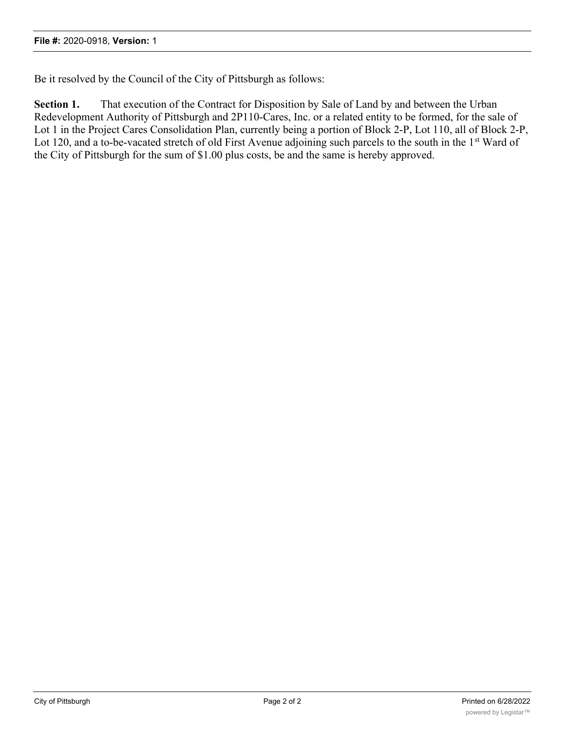Be it resolved by the Council of the City of Pittsburgh as follows:

**Section 1.** That execution of the Contract for Disposition by Sale of Land by and between the Urban Redevelopment Authority of Pittsburgh and 2P110-Cares, Inc. or a related entity to be formed, for the sale of Lot 1 in the Project Cares Consolidation Plan, currently being a portion of Block 2-P, Lot 110, all of Block 2-P, Lot 120, and a to-be-vacated stretch of old First Avenue adjoining such parcels to the south in the 1st Ward of the City of Pittsburgh for the sum of $1.00 plus costs, be and the same is hereby approved.